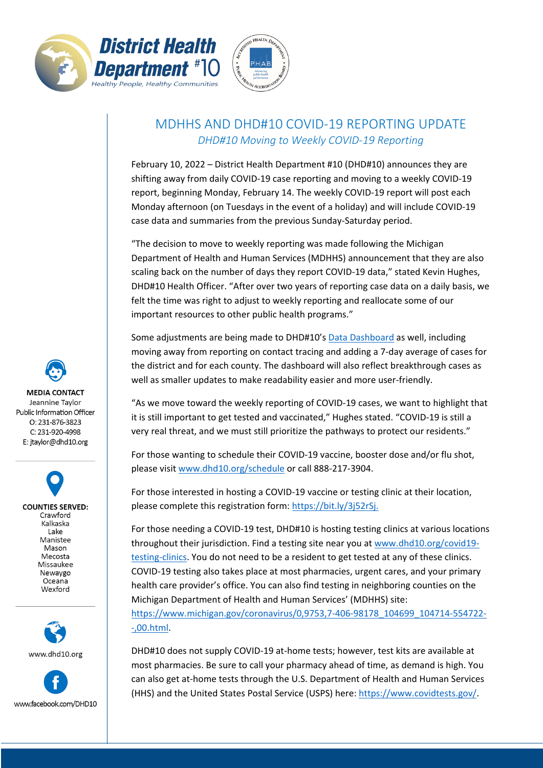**District Health Department #10**
*Healthy People, Healthy Communities*

# MDHHS AND DHD#10 COVID-19 REPORTING UPDATE

*DHD#10 Moving to Weekly COVID-19 Reporting*

February 10, 2022 – District Health Department #10 (DHD#10) announces they are shifting away from daily COVID-19 case reporting and moving to a weekly COVID-19 report, beginning Monday, February 14. The weekly COVID-19 report will post each Monday afternoon (on Tuesdays in the event of a holiday) and will include COVID-19 case data and summaries from the previous Sunday-Saturday period.

"The decision to move to weekly reporting was made following the Michigan Department of Health and Human Services (MDHHS) announcement that they are also scaling back on the number of days they report COVID-19 data," stated Kevin Hughes, DHD#10 Health Officer. "After over two years of reporting case data on a daily basis, we felt the time was right to adjust to weekly reporting and reallocate some of our important resources to other public health programs."

Some adjustments are being made to DHD#10's Data Dashboard as well, including moving away from reporting on contact tracing and adding a 7-day average of cases for the district and for each county. The dashboard will also reflect breakthrough cases as well as smaller updates to make readability easier and more user-friendly.

"As we move toward the weekly reporting of COVID-19 cases, we want to highlight that it is still important to get tested and vaccinated," Hughes stated. "COVID-19 is still a very real threat, and we must still prioritize the pathways to protect our residents."

For those wanting to schedule their COVID-19 vaccine, booster dose and/or flu shot, please visit www.dhd10.org/schedule or call 888-217-3904.

For those interested in hosting a COVID-19 vaccine or testing clinic at their location, please complete this registration form: https://bit.ly/3j52rSj.

For those needing a COVID-19 test, DHD#10 is hosting testing clinics at various locations throughout their jurisdiction. Find a testing site near you at www.dhd10.org/covid19-testing-clinics. You do not need to be a resident to get tested at any of these clinics. COVID-19 testing also takes place at most pharmacies, urgent cares, and your primary health care provider's office. You can also find testing in neighboring counties on the Michigan Department of Health and Human Services' (MDHHS) site: https://www.michigan.gov/coronavirus/0,9753,7-406-98178_104699_104714-554722--,00.html.

DHD#10 does not supply COVID-19 at-home tests; however, test kits are available at most pharmacies. Be sure to call your pharmacy ahead of time, as demand is high. You can also get at-home tests through the U.S. Department of Health and Human Services (HHS) and the United States Postal Service (USPS) here: https://www.covidtests.gov/.

**MEDIA CONTACT**
Jeannine Taylor
Public Information Officer
O: 231-876-3823
C: 231-920-4998
E: jtaylor@dhd10.org

**COUNTIES SERVED:**
Crawford
Kalkaska
Lake
Manistee
Mason
Mecosta
Missaukee
Newaygo
Oceana
Wexford

www.dhd10.org

www.facebook.com/DHD10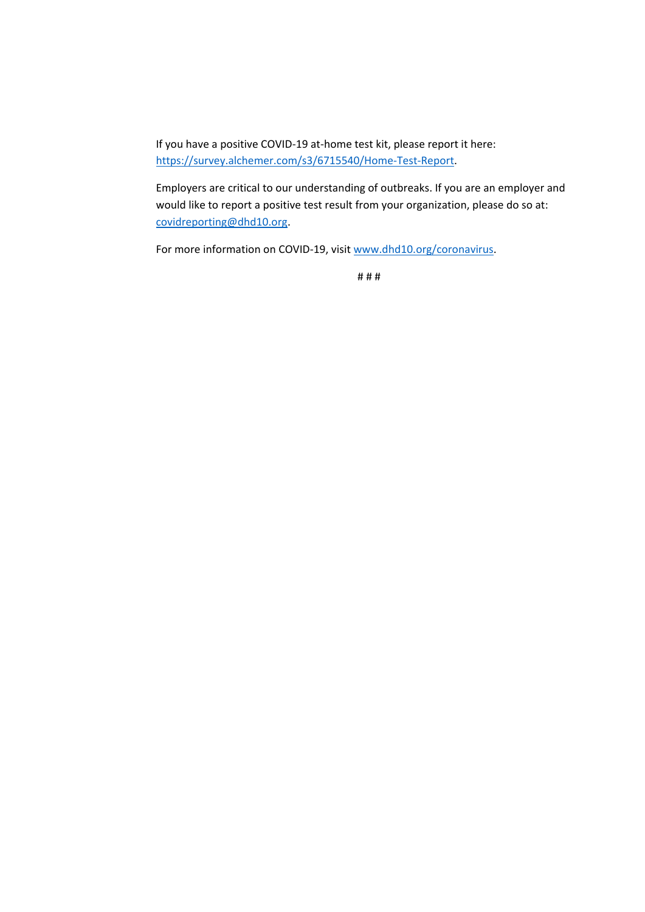If you have a positive COVID-19 at-home test kit, please report it here: https://survey.alchemer.com/s3/6715540/Home-Test-Report.

Employers are critical to our understanding of outbreaks. If you are an employer and would like to report a positive test result from your organization, please do so at: covidreporting@dhd10.org.

For more information on COVID-19, visit www.dhd10.org/coronavirus.

# # #